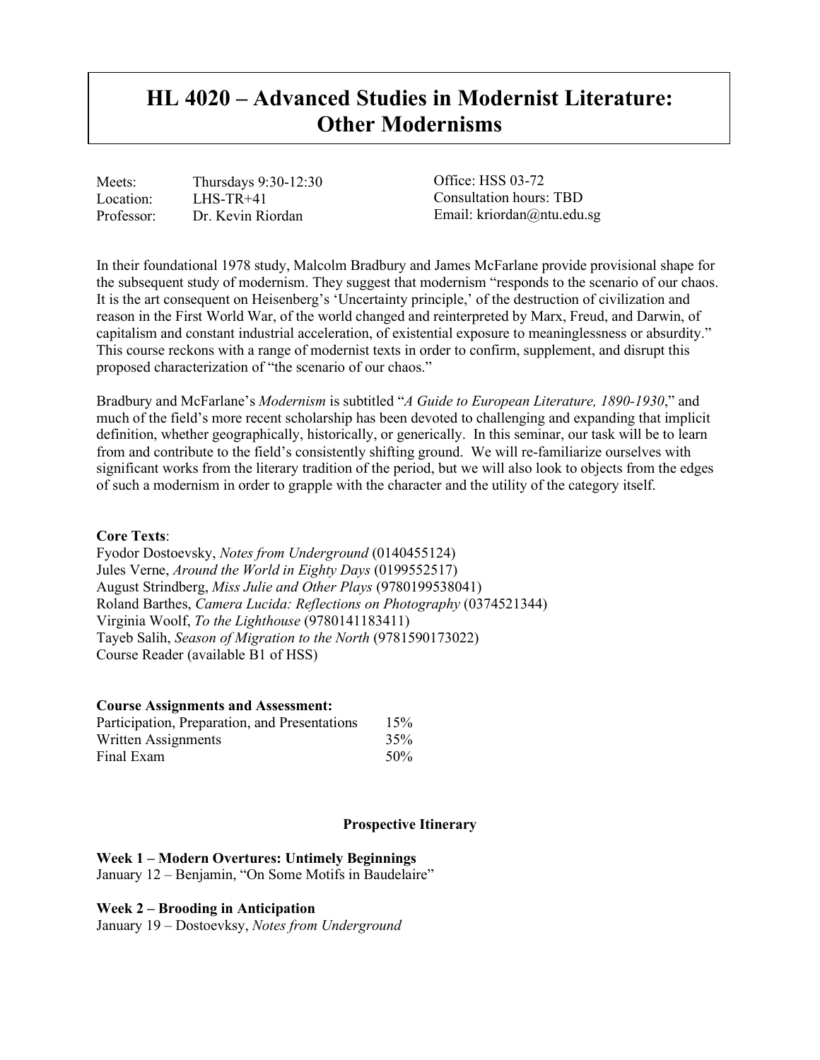# HL 4020 – Advanced Studies in Modernist Literature: Other Modernisms

Meets: Thursdays 9:30-12:30
Location: LHS-TR+41
Professor: Dr. Kevin Riordan

Office: HSS 03-72
Consultation hours: TBD
Email: kriordan@ntu.edu.sg

In their foundational 1978 study, Malcolm Bradbury and James McFarlane provide provisional shape for the subsequent study of modernism. They suggest that modernism "responds to the scenario of our chaos. It is the art consequent on Heisenberg's 'Uncertainty principle,' of the destruction of civilization and reason in the First World War, of the world changed and reinterpreted by Marx, Freud, and Darwin, of capitalism and constant industrial acceleration, of existential exposure to meaninglessness or absurdity." This course reckons with a range of modernist texts in order to confirm, supplement, and disrupt this proposed characterization of "the scenario of our chaos."

Bradbury and McFarlane's *Modernism* is subtitled "*A Guide to European Literature, 1890-1930*," and much of the field's more recent scholarship has been devoted to challenging and expanding that implicit definition, whether geographically, historically, or generically. In this seminar, our task will be to learn from and contribute to the field's consistently shifting ground. We will re-familiarize ourselves with significant works from the literary tradition of the period, but we will also look to objects from the edges of such a modernism in order to grapple with the character and the utility of the category itself.

**Core Texts**:
Fyodor Dostoevsky, *Notes from Underground* (0140455124)
Jules Verne, *Around the World in Eighty Days* (0199552517)
August Strindberg, *Miss Julie and Other Plays* (9780199538041)
Roland Barthes, *Camera Lucida: Reflections on Photography* (0374521344)
Virginia Woolf, *To the Lighthouse* (9780141183411)
Tayeb Salih, *Season of Migration to the North* (9781590173022)
Course Reader (available B1 of HSS)

**Course Assignments and Assessment:**

| | |
|---|---|
| Participation, Preparation, and Presentations | 15% |
| Written Assignments | 35% |
| Final Exam | 50% |

**Prospective Itinerary**

**Week 1 – Modern Overtures: Untimely Beginnings**
January 12 – Benjamin, "On Some Motifs in Baudelaire"

**Week 2 – Brooding in Anticipation**
January 19 – Dostoevksy, *Notes from Underground*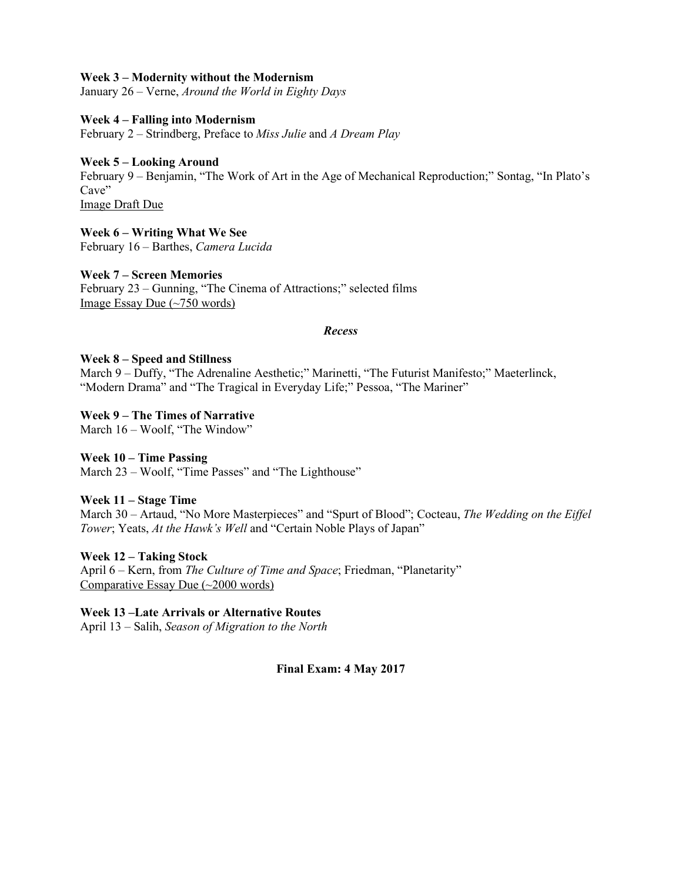**Week 3 – Modernity without the Modernism**
January 26 – Verne, *Around the World in Eighty Days*

**Week 4 – Falling into Modernism**
February 2 – Strindberg, Preface to *Miss Julie* and *A Dream Play*

**Week 5 – Looking Around**
February 9 – Benjamin, "The Work of Art in the Age of Mechanical Reproduction;" Sontag, "In Plato's Cave"
<u>Image Draft Due</u>

**Week 6 – Writing What We See**
February 16 – Barthes, *Camera Lucida*

**Week 7 – Screen Memories**
February 23 – Gunning, "The Cinema of Attractions;" selected films
<u>Image Essay Due (~750 words)</u>

***Recess***

**Week 8 – Speed and Stillness**
March 9 – Duffy, "The Adrenaline Aesthetic;" Marinetti, "The Futurist Manifesto;" Maeterlinck, "Modern Drama" and "The Tragical in Everyday Life;" Pessoa, "The Mariner"

**Week 9 – The Times of Narrative**
March 16 – Woolf, "The Window"

**Week 10 – Time Passing**
March 23 – Woolf, "Time Passes" and "The Lighthouse"

**Week 11 – Stage Time**
March 30 – Artaud, "No More Masterpieces" and "Spurt of Blood"; Cocteau, *The Wedding on the Eiffel Tower*; Yeats, *At the Hawk's Well* and "Certain Noble Plays of Japan"

**Week 12 – Taking Stock**
April 6 – Kern, from *The Culture of Time and Space*; Friedman, "Planetarity"
<u>Comparative Essay Due (~2000 words)</u>

**Week 13 –Late Arrivals or Alternative Routes**
April 13 – Salih, *Season of Migration to the North*

**Final Exam: 4 May 2017**